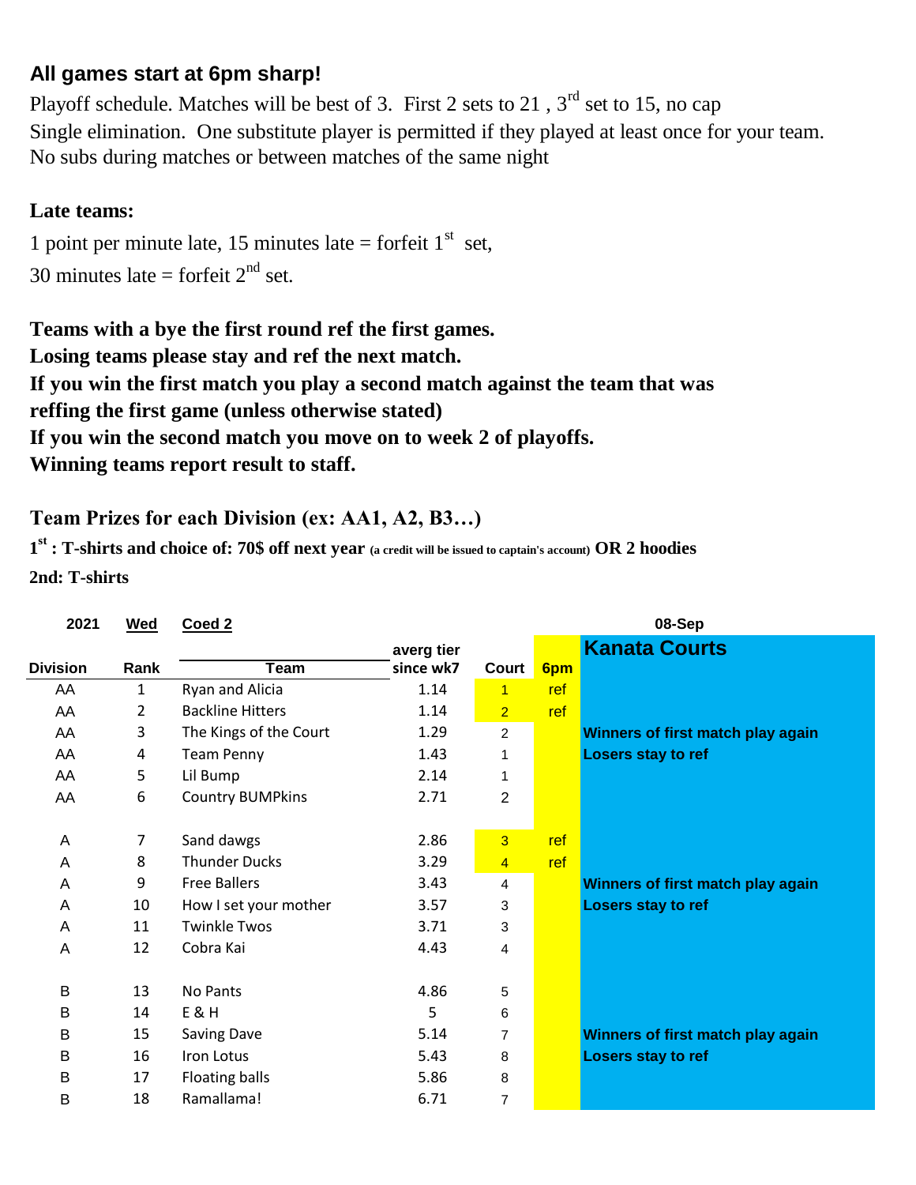**All games start at 6pm sharp!**

Playoff schedule. Matches will be best of 3. First 2 sets to 21 , 3rd set to 15, no cap
Single elimination. One substitute player is permitted if they played at least once for your team.
No subs during matches or between matches of the same night

**Late teams:**

1 point per minute late, 15 minutes late = forfeit 1st set,
30 minutes late = forfeit 2nd set.

**Teams with a bye the first round ref the first games.**
**Losing teams please stay and ref the next match.**
**If you win the first match you play a second match against the team that was reffing the first game (unless otherwise stated)**
**If you win the second match you move on to week 2 of playoffs.**
**Winning teams report result to staff.**

**Team Prizes for each Division (ex: AA1, A2, B3…)**

**1st : T-shirts and choice of: 70$ off next year** (a credit will be issued to captain's account) **OR 2 hoodies**

**2nd: T-shirts**

| 2021 | Wed | Coed 2 | | | | 08-Sep |
|---|---|---|---|---|---|---|
| | | | averg tier | | | **Kanata Courts** |
| **Division** | **Rank** | **Team** | **since wk7** | **Court** | **6pm** | |
| AA | 1 | Ryan and Alicia | 1.14 | 1 | ref | |
| AA | 2 | Backline Hitters | 1.14 | 2 | ref | |
| AA | 3 | The Kings of the Court | 1.29 | 2 | | **Winners of first match play again** |
| AA | 4 | Team Penny | 1.43 | 1 | | **Losers stay to ref** |
| AA | 5 | Lil Bump | 2.14 | 1 | | |
| AA | 6 | Country BUMPkins | 2.71 | 2 | | |
| | | | | | | |
| A | 7 | Sand dawgs | 2.86 | 3 | ref | |
| A | 8 | Thunder Ducks | 3.29 | 4 | ref | |
| A | 9 | Free Ballers | 3.43 | 4 | | **Winners of first match play again** |
| A | 10 | How I set your mother | 3.57 | 3 | | **Losers stay to ref** |
| A | 11 | Twinkle Twos | 3.71 | 3 | | |
| A | 12 | Cobra Kai | 4.43 | 4 | | |
| | | | | | | |
| B | 13 | No Pants | 4.86 | 5 | | |
| B | 14 | E & H | 5 | 6 | | |
| B | 15 | Saving Dave | 5.14 | 7 | | **Winners of first match play again** |
| B | 16 | Iron Lotus | 5.43 | 8 | | **Losers stay to ref** |
| B | 17 | Floating balls | 5.86 | 8 | | |
| B | 18 | Ramallama! | 6.71 | 7 | | |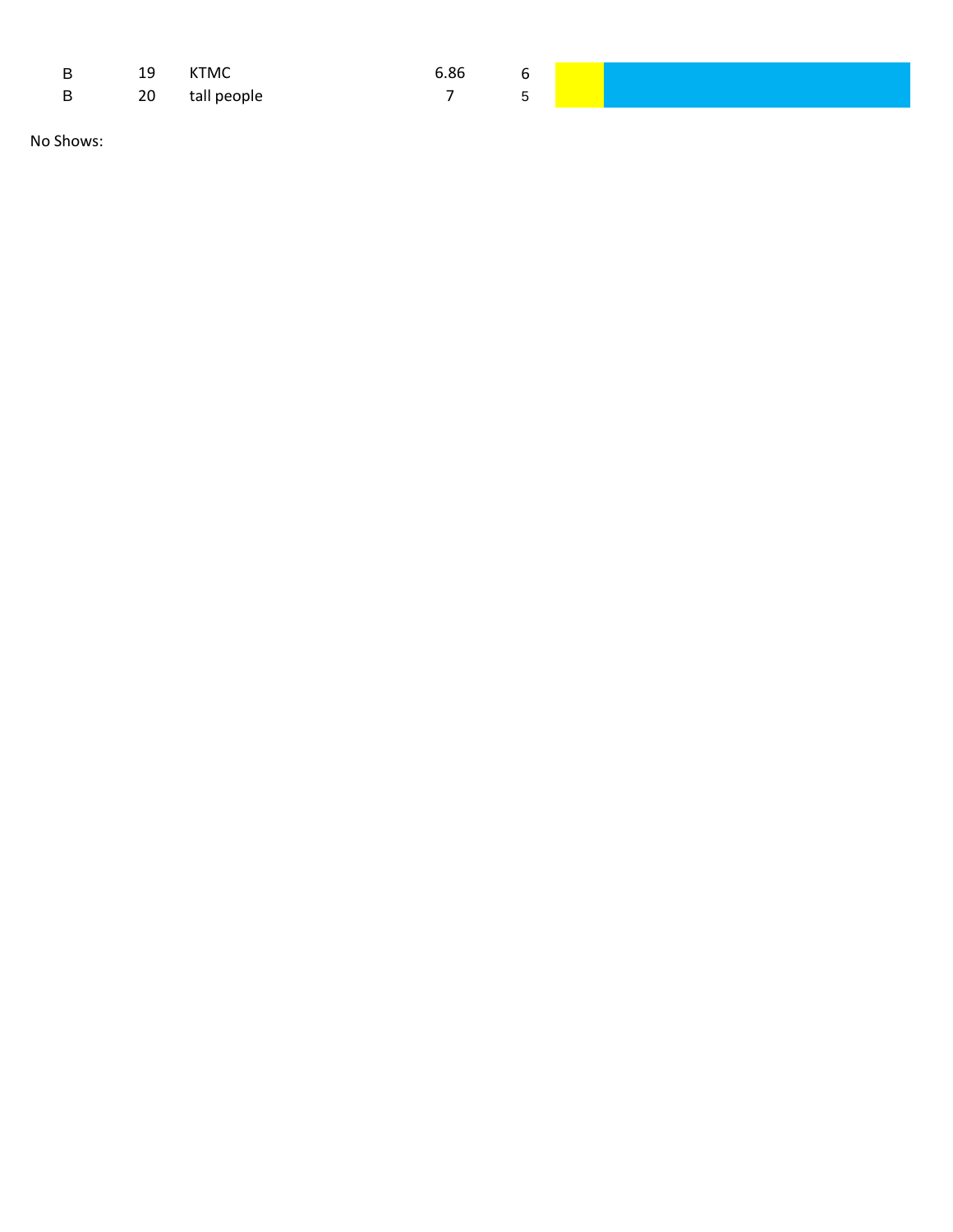| | | | | |
|---|---|---|---|---|
| B | 19 | KTMC | 6.86 | 6 |
| B | 20 | tall people | 7 | 5 |

No Shows: